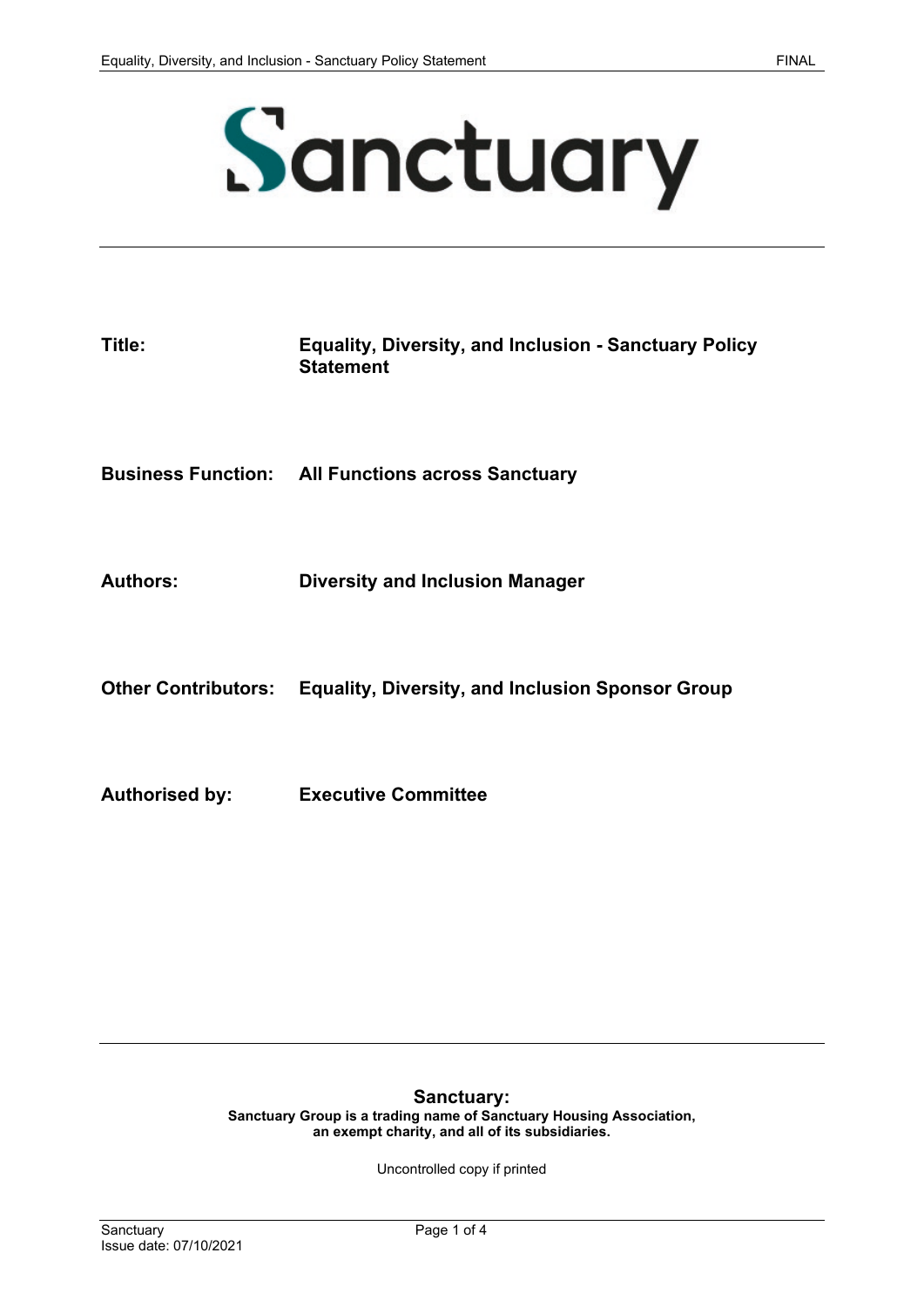# Sanctuary

| | |
|---|---|
| **Title:** | **Equality, Diversity, and Inclusion - Sanctuary Policy Statement** |
| **Business Function:** | **All Functions across Sanctuary** |
| **Authors:** | **Diversity and Inclusion Manager** |
| **Other Contributors:** | **Equality, Diversity, and Inclusion Sponsor Group** |
| **Authorised by:** | **Executive Committee** |

**Sanctuary:**
**Sanctuary Group is a trading name of Sanctuary Housing Association, an exempt charity, and all of its subsidiaries.**

Uncontrolled copy if printed

Issue date: 07/10/2021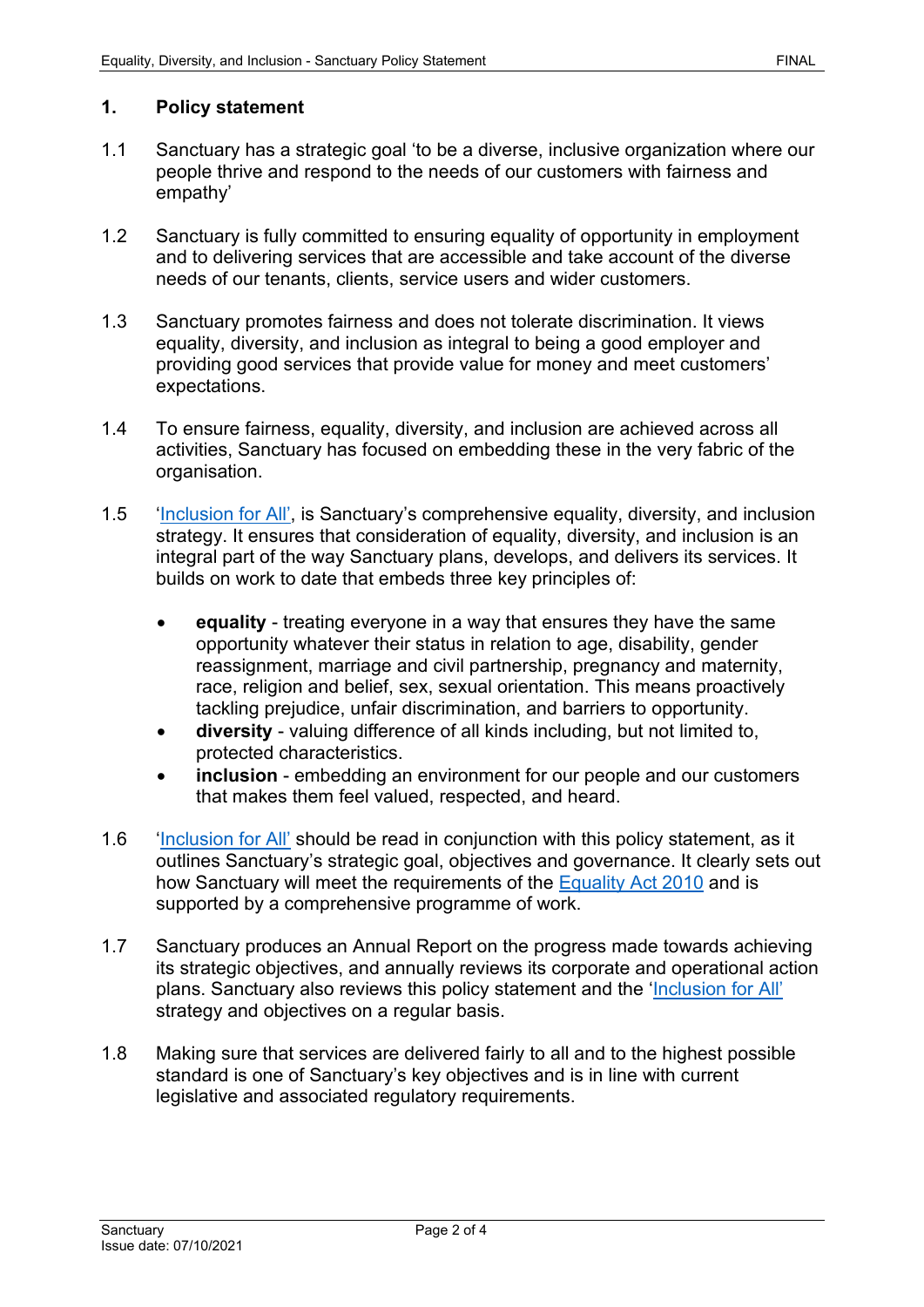## 1. Policy statement

1.1 Sanctuary has a strategic goal 'to be a diverse, inclusive organization where our people thrive and respond to the needs of our customers with fairness and empathy'

1.2 Sanctuary is fully committed to ensuring equality of opportunity in employment and to delivering services that are accessible and take account of the diverse needs of our tenants, clients, service users and wider customers.

1.3 Sanctuary promotes fairness and does not tolerate discrimination. It views equality, diversity, and inclusion as integral to being a good employer and providing good services that provide value for money and meet customers' expectations.

1.4 To ensure fairness, equality, diversity, and inclusion are achieved across all activities, Sanctuary has focused on embedding these in the very fabric of the organisation.

1.5 'Inclusion for All', is Sanctuary's comprehensive equality, diversity, and inclusion strategy. It ensures that consideration of equality, diversity, and inclusion is an integral part of the way Sanctuary plans, develops, and delivers its services. It builds on work to date that embeds three key principles of:

- **equality** - treating everyone in a way that ensures they have the same opportunity whatever their status in relation to age, disability, gender reassignment, marriage and civil partnership, pregnancy and maternity, race, religion and belief, sex, sexual orientation. This means proactively tackling prejudice, unfair discrimination, and barriers to opportunity.
- **diversity** - valuing difference of all kinds including, but not limited to, protected characteristics.
- **inclusion** - embedding an environment for our people and our customers that makes them feel valued, respected, and heard.

1.6 'Inclusion for All' should be read in conjunction with this policy statement, as it outlines Sanctuary's strategic goal, objectives and governance. It clearly sets out how Sanctuary will meet the requirements of the Equality Act 2010 and is supported by a comprehensive programme of work.

1.7 Sanctuary produces an Annual Report on the progress made towards achieving its strategic objectives, and annually reviews its corporate and operational action plans. Sanctuary also reviews this policy statement and the 'Inclusion for All' strategy and objectives on a regular basis.

1.8 Making sure that services are delivered fairly to all and to the highest possible standard is one of Sanctuary's key objectives and is in line with current legislative and associated regulatory requirements.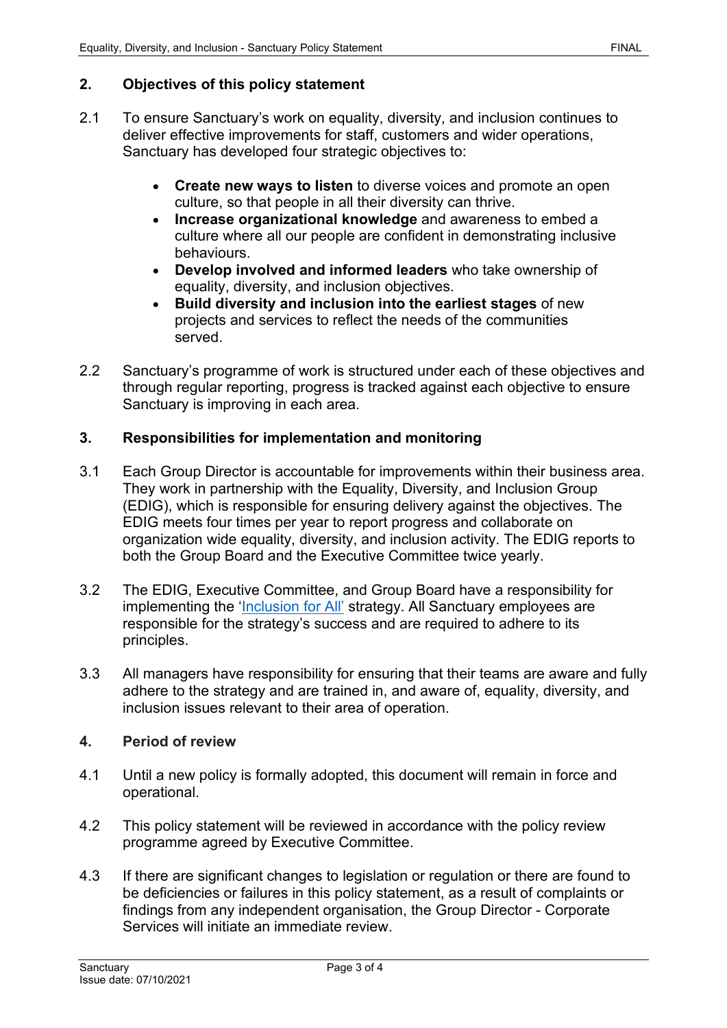## 2. Objectives of this policy statement

2.1 To ensure Sanctuary's work on equality, diversity, and inclusion continues to deliver effective improvements for staff, customers and wider operations, Sanctuary has developed four strategic objectives to:

- **Create new ways to listen** to diverse voices and promote an open culture, so that people in all their diversity can thrive.
- **Increase organizational knowledge** and awareness to embed a culture where all our people are confident in demonstrating inclusive behaviours.
- **Develop involved and informed leaders** who take ownership of equality, diversity, and inclusion objectives.
- **Build diversity and inclusion into the earliest stages** of new projects and services to reflect the needs of the communities served.

2.2 Sanctuary's programme of work is structured under each of these objectives and through regular reporting, progress is tracked against each objective to ensure Sanctuary is improving in each area.

## 3. Responsibilities for implementation and monitoring

3.1 Each Group Director is accountable for improvements within their business area. They work in partnership with the Equality, Diversity, and Inclusion Group (EDIG), which is responsible for ensuring delivery against the objectives. The EDIG meets four times per year to report progress and collaborate on organization wide equality, diversity, and inclusion activity. The EDIG reports to both the Group Board and the Executive Committee twice yearly.

3.2 The EDIG, Executive Committee, and Group Board have a responsibility for implementing the 'Inclusion for All' strategy. All Sanctuary employees are responsible for the strategy's success and are required to adhere to its principles.

3.3 All managers have responsibility for ensuring that their teams are aware and fully adhere to the strategy and are trained in, and aware of, equality, diversity, and inclusion issues relevant to their area of operation.

## 4. Period of review

4.1 Until a new policy is formally adopted, this document will remain in force and operational.

4.2 This policy statement will be reviewed in accordance with the policy review programme agreed by Executive Committee.

4.3 If there are significant changes to legislation or regulation or there are found to be deficiencies or failures in this policy statement, as a result of complaints or findings from any independent organisation, the Group Director - Corporate Services will initiate an immediate review.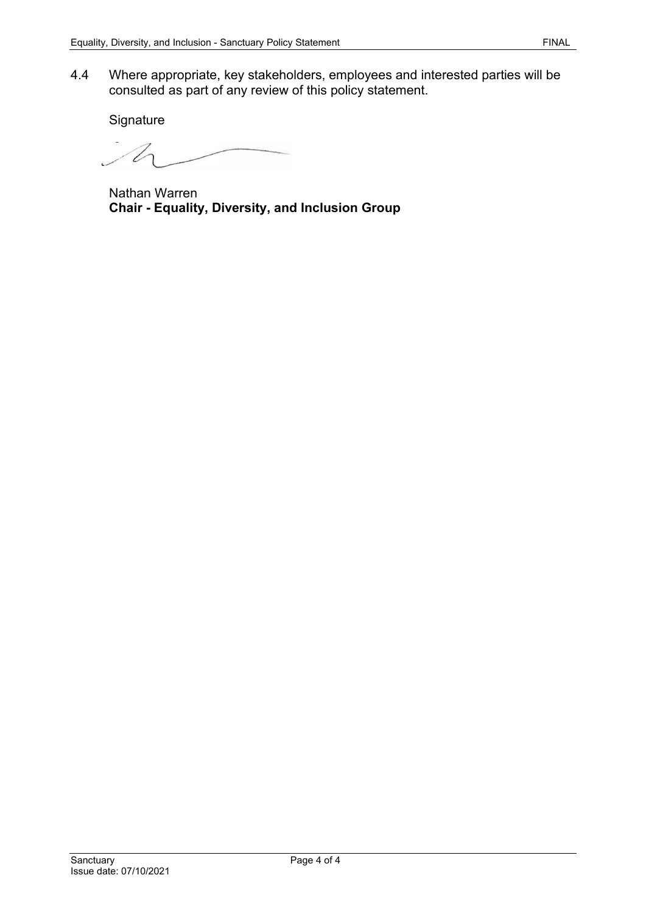4.4 Where appropriate, key stakeholders, employees and interested parties will be consulted as part of any review of this policy statement.

Signature

Nathan Warren
**Chair - Equality, Diversity, and Inclusion Group**